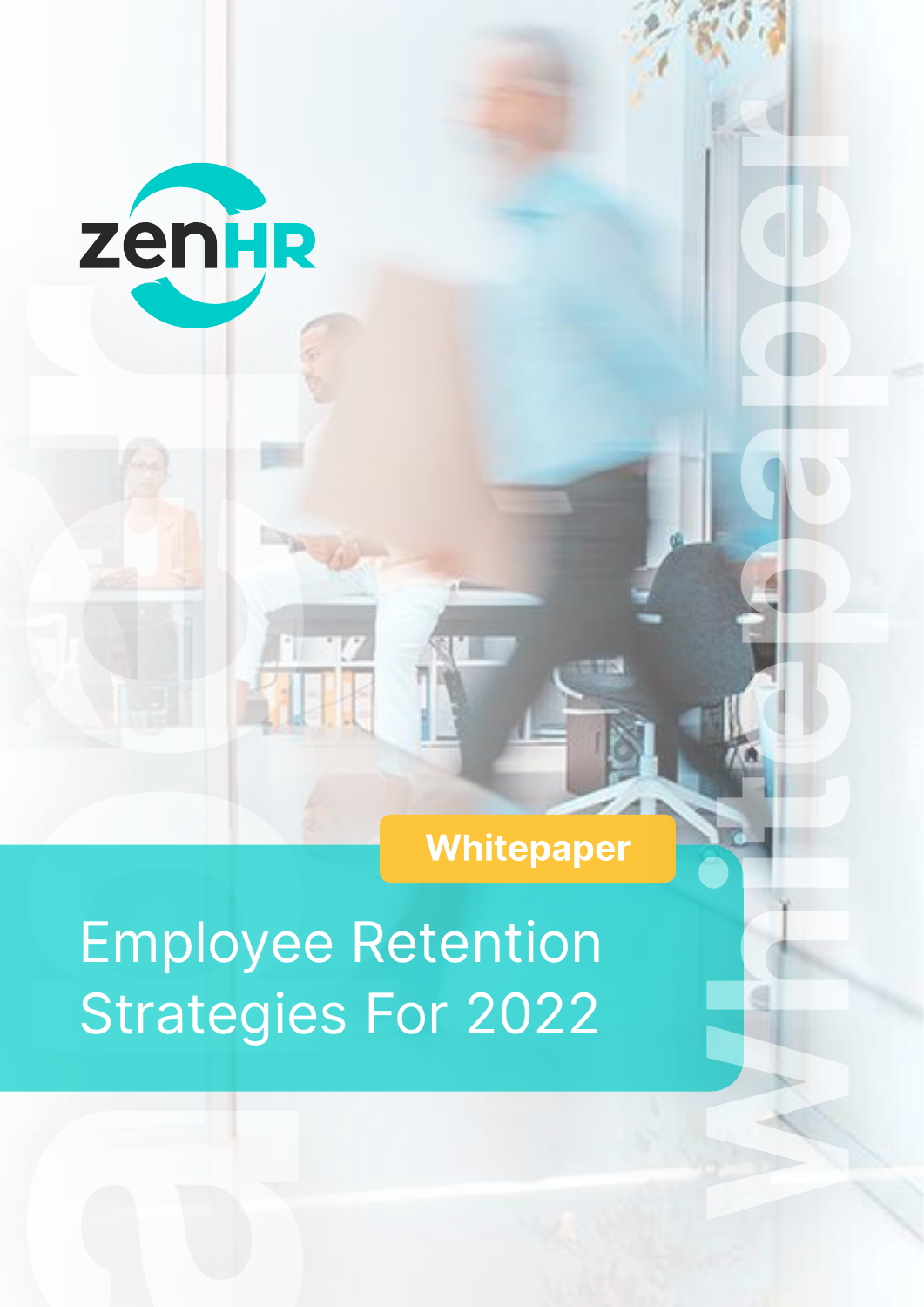zenHR

Whitepaper

# Employee Retention Strategies For 2022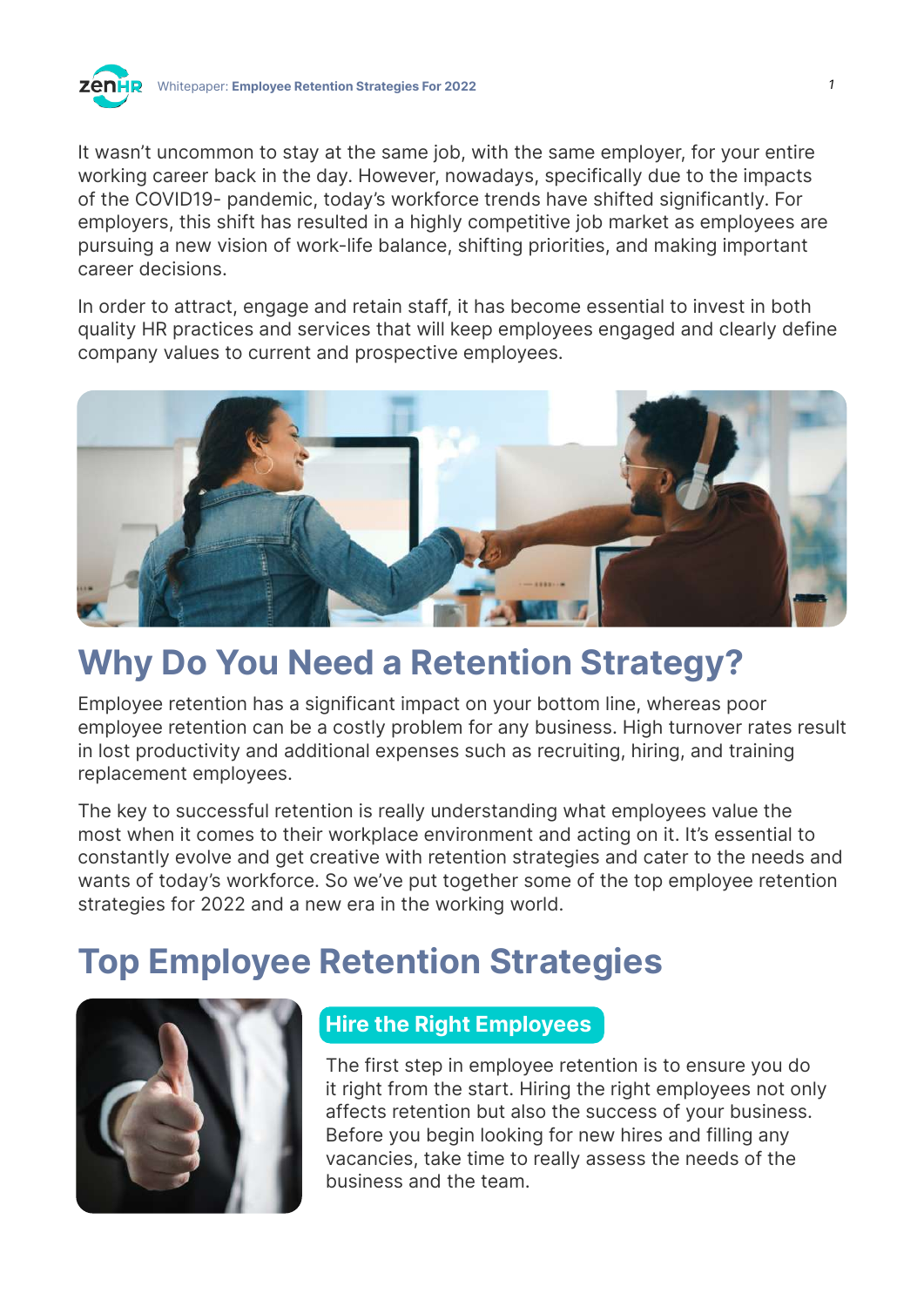It wasn't uncommon to stay at the same job, with the same employer, for your entire working career back in the day. However, nowadays, specifically due to the impacts of the COVID19- pandemic, today's workforce trends have shifted significantly. For employers, this shift has resulted in a highly competitive job market as employees are pursuing a new vision of work-life balance, shifting priorities, and making important career decisions.

In order to attract, engage and retain staff, it has become essential to invest in both quality HR practices and services that will keep employees engaged and clearly define company values to current and prospective employees.

# Why Do You Need a Retention Strategy?

Employee retention has a significant impact on your bottom line, whereas poor employee retention can be a costly problem for any business. High turnover rates result in lost productivity and additional expenses such as recruiting, hiring, and training replacement employees.

The key to successful retention is really understanding what employees value the most when it comes to their workplace environment and acting on it. It's essential to constantly evolve and get creative with retention strategies and cater to the needs and wants of today's workforce. So we've put together some of the top employee retention strategies for 2022 and a new era in the working world.

# Top Employee Retention Strategies

## Hire the Right Employees

The first step in employee retention is to ensure you do it right from the start. Hiring the right employees not only affects retention but also the success of your business. Before you begin looking for new hires and filling any vacancies, take time to really assess the needs of the business and the team.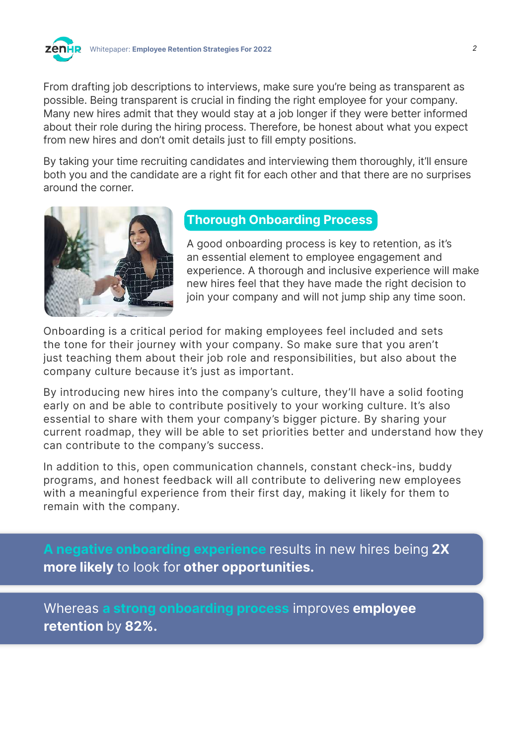From drafting job descriptions to interviews, make sure you're being as transparent as possible. Being transparent is crucial in finding the right employee for your company. Many new hires admit that they would stay at a job longer if they were better informed about their role during the hiring process. Therefore, be honest about what you expect from new hires and don't omit details just to fill empty positions.

By taking your time recruiting candidates and interviewing them thoroughly, it'll ensure both you and the candidate are a right fit for each other and that there are no surprises around the corner.

## Thorough Onboarding Process

A good onboarding process is key to retention, as it's an essential element to employee engagement and experience. A thorough and inclusive experience will make new hires feel that they have made the right decision to join your company and will not jump ship any time soon.

Onboarding is a critical period for making employees feel included and sets the tone for their journey with your company. So make sure that you aren't just teaching them about their job role and responsibilities, but also about the company culture because it's just as important.

By introducing new hires into the company's culture, they'll have a solid footing early on and be able to contribute positively to your working culture. It's also essential to share with them your company's bigger picture. By sharing your current roadmap, they will be able to set priorities better and understand how they can contribute to the company's success.

In addition to this, open communication channels, constant check-ins, buddy programs, and honest feedback will all contribute to delivering new employees with a meaningful experience from their first day, making it likely for them to remain with the company.

**A negative onboarding experience** results in new hires being **2X more likely** to look for **other opportunities.**

Whereas **a strong onboarding process** improves **employee retention** by **82%.**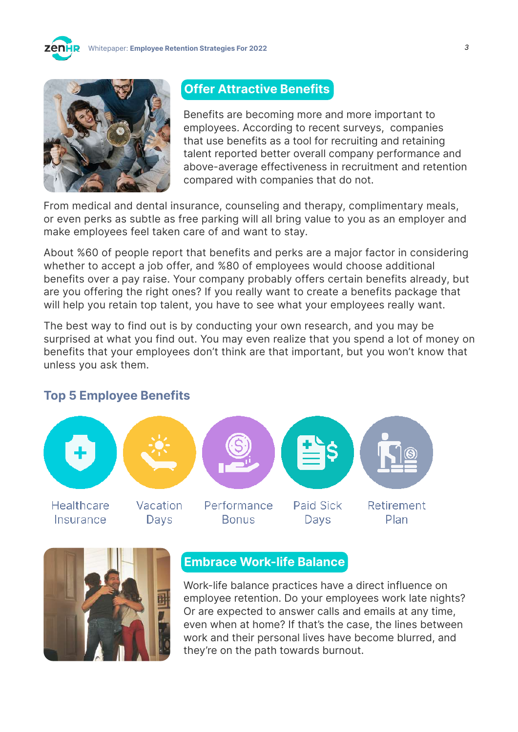## Offer Attractive Benefits

Benefits are becoming more and more important to employees. According to recent surveys, companies that use benefits as a tool for recruiting and retaining talent reported better overall company performance and above-average effectiveness in recruitment and retention compared with companies that do not.

From medical and dental insurance, counseling and therapy, complimentary meals, or even perks as subtle as free parking will all bring value to you as an employer and make employees feel taken care of and want to stay.

About %60 of people report that benefits and perks are a major factor in considering whether to accept a job offer, and %80 of employees would choose additional benefits over a pay raise. Your company probably offers certain benefits already, but are you offering the right ones? If you really want to create a benefits package that will help you retain top talent, you have to see what your employees really want.

The best way to find out is by conducting your own research, and you may be surprised at what you find out. You may even realize that you spend a lot of money on benefits that your employees don't think are that important, but you won't know that unless you ask them.

### Top 5 Employee Benefits

- Healthcare Insurance
- Vacation Days
- Performance Bonus
- Paid Sick Days
- Retirement Plan

## Embrace Work-life Balance

Work-life balance practices have a direct influence on employee retention. Do your employees work late nights? Or are expected to answer calls and emails at any time, even when at home? If that's the case, the lines between work and their personal lives have become blurred, and they're on the path towards burnout.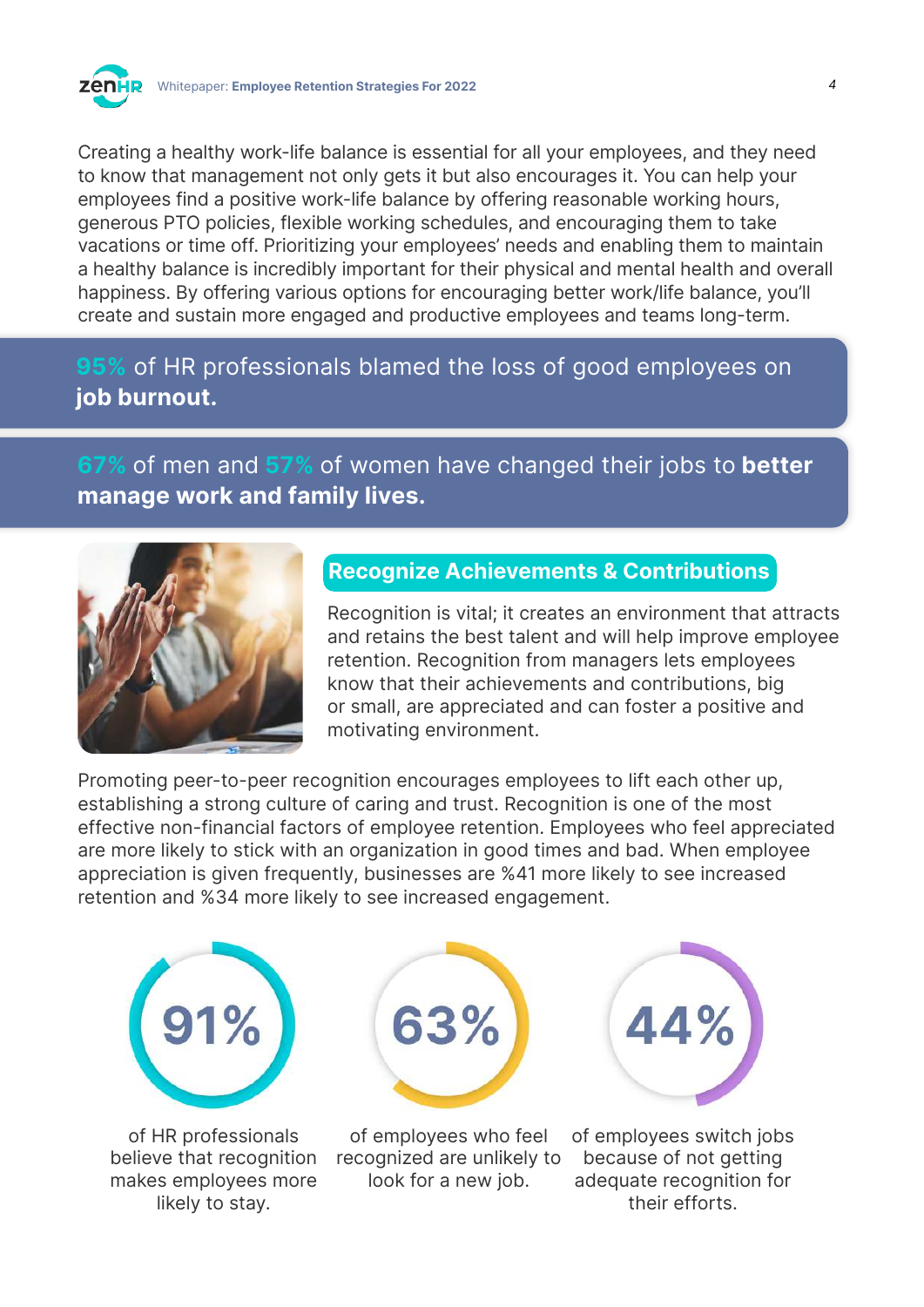Creating a healthy work-life balance is essential for all your employees, and they need to know that management not only gets it but also encourages it. You can help your employees find a positive work-life balance by offering reasonable working hours, generous PTO policies, flexible working schedules, and encouraging them to take vacations or time off. Prioritizing your employees' needs and enabling them to maintain a healthy balance is incredibly important for their physical and mental health and overall happiness. By offering various options for encouraging better work/life balance, you'll create and sustain more engaged and productive employees and teams long-term.

95% of HR professionals blamed the loss of good employees on **job burnout.**

67% of men and 57% of women have changed their jobs to **better manage work and family lives.**

## Recognize Achievements & Contributions

Recognition is vital; it creates an environment that attracts and retains the best talent and will help improve employee retention. Recognition from managers lets employees know that their achievements and contributions, big or small, are appreciated and can foster a positive and motivating environment.

Promoting peer-to-peer recognition encourages employees to lift each other up, establishing a strong culture of caring and trust. Recognition is one of the most effective non-financial factors of employee retention. Employees who feel appreciated are more likely to stick with an organization in good times and bad. When employee appreciation is given frequently, businesses are %41 more likely to see increased retention and %34 more likely to see increased engagement.

**91%**

of HR professionals believe that recognition makes employees more likely to stay.

**63%**

of employees who feel recognized are unlikely to look for a new job.

**44%**

of employees switch jobs because of not getting adequate recognition for their efforts.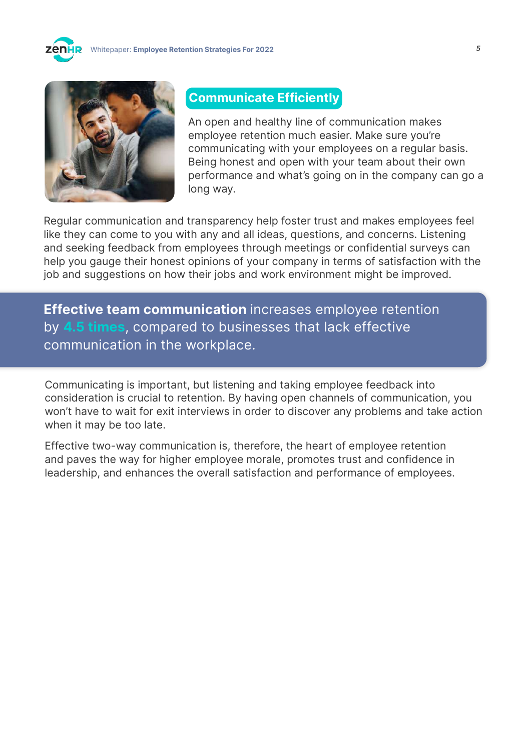## Communicate Efficiently

An open and healthy line of communication makes employee retention much easier. Make sure you're communicating with your employees on a regular basis. Being honest and open with your team about their own performance and what's going on in the company can go a long way.

Regular communication and transparency help foster trust and makes employees feel like they can come to you with any and all ideas, questions, and concerns. Listening and seeking feedback from employees through meetings or confidential surveys can help you gauge their honest opinions of your company in terms of satisfaction with the job and suggestions on how their jobs and work environment might be improved.

> **Effective team communication** increases employee retention by **4.5 times**, compared to businesses that lack effective communication in the workplace.

Communicating is important, but listening and taking employee feedback into consideration is crucial to retention. By having open channels of communication, you won't have to wait for exit interviews in order to discover any problems and take action when it may be too late.

Effective two-way communication is, therefore, the heart of employee retention and paves the way for higher employee morale, promotes trust and confidence in leadership, and enhances the overall satisfaction and performance of employees.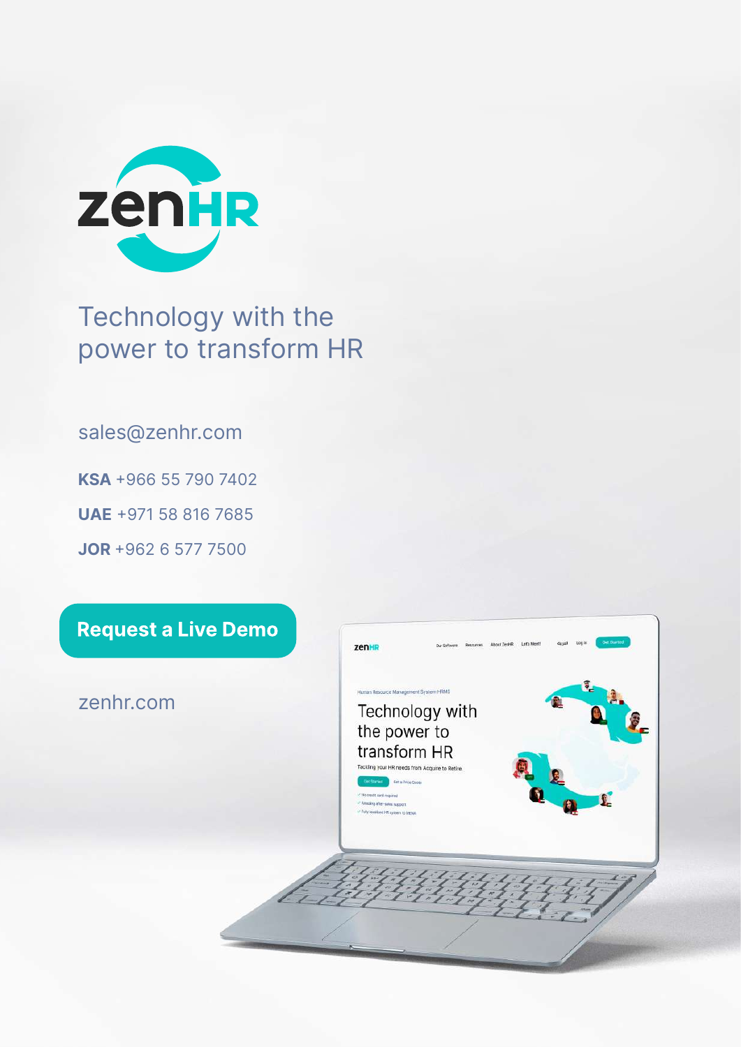zenHR

Technology with the power to transform HR

sales@zenhr.com

**KSA** +966 55 790 7402

**UAE** +971 58 816 7685

**JOR** +962 6 577 7500

**Request a Live Demo**

zenhr.com